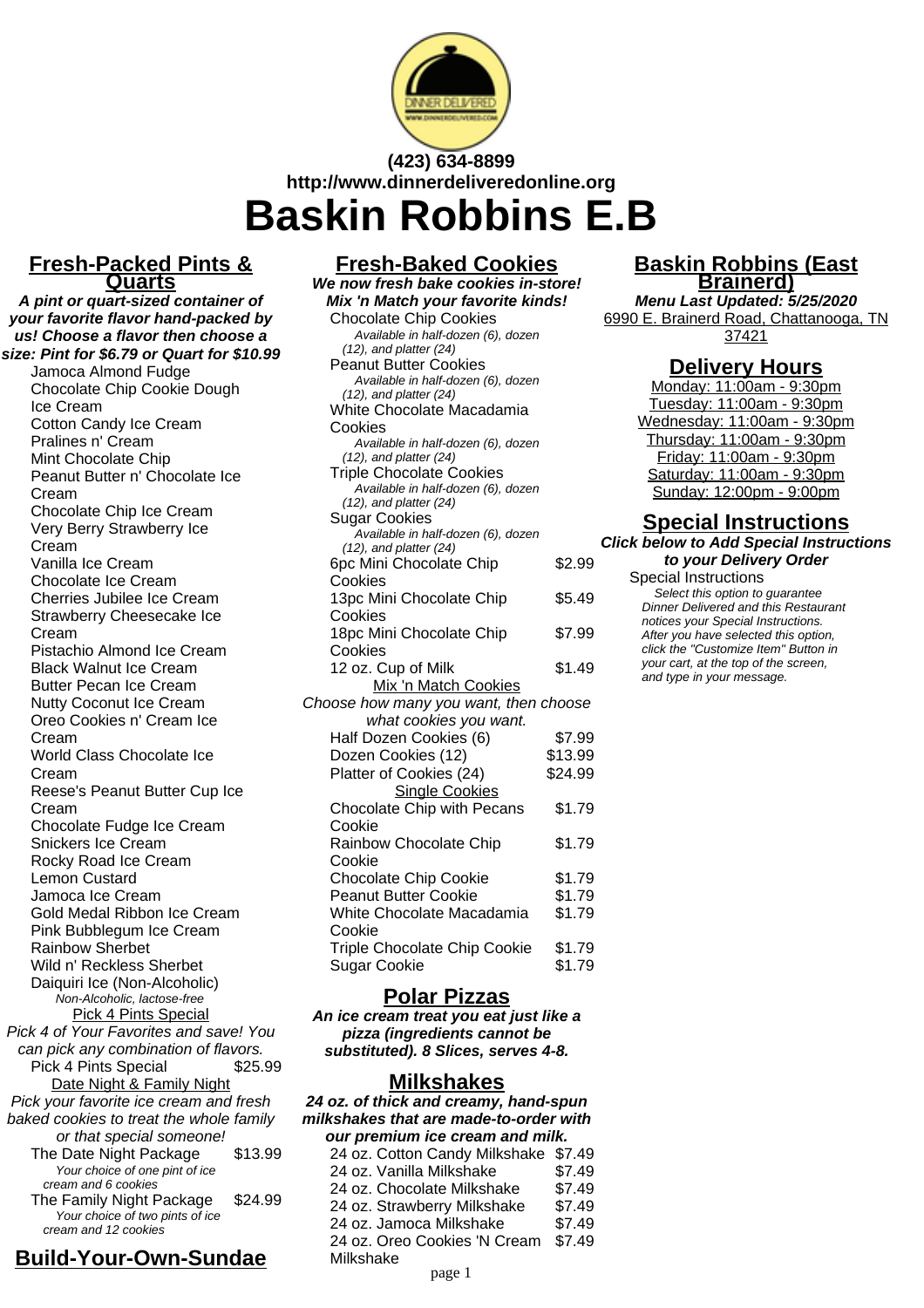(423) 634-8899
http://www.dinnerdeliveredonline.org

# Baskin Robbins E.B

## Fresh-Packed Pints & Quarts

***A pint or quart-sized container of your favorite flavor hand-packed by us! Choose a flavor then choose a size: Pint for $6.79 or Quart for $10.99***

- Jamoca Almond Fudge
- Chocolate Chip Cookie Dough Ice Cream
- Cotton Candy Ice Cream
- Pralines n' Cream
- Mint Chocolate Chip
- Peanut Butter n' Chocolate Ice Cream
- Chocolate Chip Ice Cream
- Very Berry Strawberry Ice Cream
- Vanilla Ice Cream
- Chocolate Ice Cream
- Cherries Jubilee Ice Cream
- Strawberry Cheesecake Ice Cream
- Pistachio Almond Ice Cream
- Black Walnut Ice Cream
- Butter Pecan Ice Cream
- Nutty Coconut Ice Cream
- Oreo Cookies n' Cream Ice Cream
- World Class Chocolate Ice Cream
- Reese's Peanut Butter Cup Ice Cream
- Chocolate Fudge Ice Cream
- Snickers Ice Cream
- Rocky Road Ice Cream
- Lemon Custard
- Jamoca Ice Cream
- Gold Medal Ribbon Ice Cream
- Pink Bubblegum Ice Cream
- Rainbow Sherbet
- Wild n' Reckless Sherbet
- Daiquiri Ice (Non-Alcoholic)
  *Non-Alcoholic, lactose-free*

### Pick 4 Pints Special

Pick 4 of Your Favorites and save! You can pick any combination of flavors.

| Item | Price |
|---|---|
| Pick 4 Pints Special | $25.99 |

### Date Night & Family Night

Pick your favorite ice cream and fresh baked cookies to treat the whole family or that special someone!

| Item | Price |
|---|---|
| The Date Night Package<br>*Your choice of one pint of ice cream and 6 cookies* | $13.99 |
| The Family Night Package<br>*Your choice of two pints of ice cream and 12 cookies* | $24.99 |

## Build-Your-Own-Sundae

## Fresh-Baked Cookies

***We now fresh bake cookies in-store! Mix 'n Match your favorite kinds!***

- Chocolate Chip Cookies
  *Available in half-dozen (6), dozen (12), and platter (24)*
- Peanut Butter Cookies
  *Available in half-dozen (6), dozen (12), and platter (24)*
- White Chocolate Macadamia Cookies
  *Available in half-dozen (6), dozen (12), and platter (24)*
- Triple Chocolate Cookies
  *Available in half-dozen (6), dozen (12), and platter (24)*
- Sugar Cookies
  *Available in half-dozen (6), dozen (12), and platter (24)*

| Item | Price |
|---|---|
| 6pc Mini Chocolate Chip Cookies | $2.99 |
| 13pc Mini Chocolate Chip Cookies | $5.49 |
| 18pc Mini Chocolate Chip Cookies | $7.99 |
| 12 oz. Cup of Milk | $1.49 |

### Mix 'n Match Cookies

Choose how many you want, then choose what cookies you want.

| Item | Price |
|---|---|
| Half Dozen Cookies (6) | $7.99 |
| Dozen Cookies (12) | $13.99 |
| Platter of Cookies (24) | $24.99 |

### Single Cookies

| Item | Price |
|---|---|
| Chocolate Chip with Pecans Cookie | $1.79 |
| Rainbow Chocolate Chip Cookie | $1.79 |
| Chocolate Chip Cookie | $1.79 |
| Peanut Butter Cookie | $1.79 |
| White Chocolate Macadamia Cookie | $1.79 |
| Triple Chocolate Chip Cookie | $1.79 |
| Sugar Cookie | $1.79 |

## Polar Pizzas

***An ice cream treat you eat just like a pizza (ingredients cannot be substituted). 8 Slices, serves 4-8.***

## Milkshakes

***24 oz. of thick and creamy, hand-spun milkshakes that are made-to-order with our premium ice cream and milk.***

| Item | Price |
|---|---|
| 24 oz. Cotton Candy Milkshake | $7.49 |
| 24 oz. Vanilla Milkshake | $7.49 |
| 24 oz. Chocolate Milkshake | $7.49 |
| 24 oz. Strawberry Milkshake | $7.49 |
| 24 oz. Jamoca Milkshake | $7.49 |
| 24 oz. Oreo Cookies 'N Cream Milkshake | $7.49 |

## Baskin Robbins (East Brainerd)

***Menu Last Updated: 5/25/2020***

6990 E. Brainerd Road, Chattanooga, TN 37421

## Delivery Hours

Monday: 11:00am - 9:30pm
Tuesday: 11:00am - 9:30pm
Wednesday: 11:00am - 9:30pm
Thursday: 11:00am - 9:30pm
Friday: 11:00am - 9:30pm
Saturday: 11:00am - 9:30pm
Sunday: 12:00pm - 9:00pm

## Special Instructions

***Click below to Add Special Instructions to your Delivery Order***

Special Instructions
*Select this option to guarantee Dinner Delivered and this Restaurant notices your Special Instructions. After you have selected this option, click the "Customize Item" Button in your cart, at the top of the screen, and type in your message.*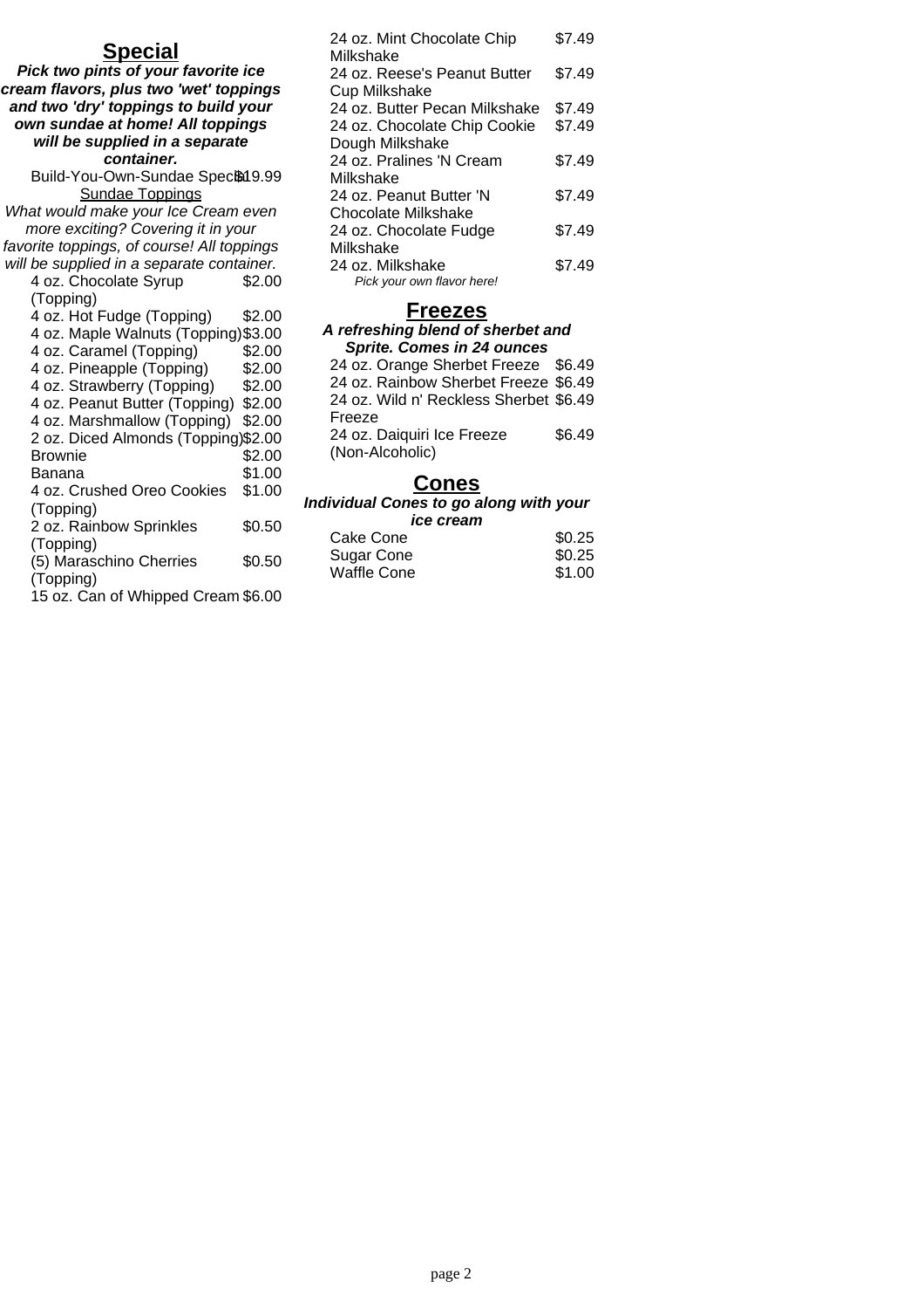## Special

***Pick two pints of your favorite ice cream flavors, plus two 'wet' toppings and two 'dry' toppings to build your own sundae at home! All toppings will be supplied in a separate container.***

| | |
|---|---|
| Build-You-Own-Sundae Special | $19.99 |

### Sundae Toppings

*What would make your Ice Cream even more exciting? Covering it in your favorite toppings, of course! All toppings will be supplied in a separate container.*

| | |
|---|---|
| 4 oz. Chocolate Syrup (Topping) | $2.00 |
| 4 oz. Hot Fudge (Topping) | $2.00 |
| 4 oz. Maple Walnuts (Topping) | $3.00 |
| 4 oz. Caramel (Topping) | $2.00 |
| 4 oz. Pineapple (Topping) | $2.00 |
| 4 oz. Strawberry (Topping) | $2.00 |
| 4 oz. Peanut Butter (Topping) | $2.00 |
| 4 oz. Marshmallow (Topping) | $2.00 |
| 2 oz. Diced Almonds (Topping) | $2.00 |
| Brownie | $2.00 |
| Banana | $1.00 |
| 4 oz. Crushed Oreo Cookies (Topping) | $1.00 |
| 2 oz. Rainbow Sprinkles (Topping) | $0.50 |
| (5) Maraschino Cherries (Topping) | $0.50 |
| 15 oz. Can of Whipped Cream | $6.00 |

| | |
|---|---|
| 24 oz. Mint Chocolate Chip Milkshake | $7.49 |
| 24 oz. Reese's Peanut Butter Cup Milkshake | $7.49 |
| 24 oz. Butter Pecan Milkshake | $7.49 |
| 24 oz. Chocolate Chip Cookie Dough Milkshake | $7.49 |
| 24 oz. Pralines 'N Cream Milkshake | $7.49 |
| 24 oz. Peanut Butter 'N Chocolate Milkshake | $7.49 |
| 24 oz. Chocolate Fudge Milkshake | $7.49 |
| 24 oz. Milkshake<br>*Pick your own flavor here!* | $7.49 |

## Freezes

***A refreshing blend of sherbet and Sprite. Comes in 24 ounces***

| | |
|---|---|
| 24 oz. Orange Sherbet Freeze | $6.49 |
| 24 oz. Rainbow Sherbet Freeze | $6.49 |
| 24 oz. Wild n' Reckless Sherbet Freeze | $6.49 |
| 24 oz. Daiquiri Ice Freeze (Non-Alcoholic) | $6.49 |

## Cones

***Individual Cones to go along with your ice cream***

| | |
|---|---|
| Cake Cone | $0.25 |
| Sugar Cone | $0.25 |
| Waffle Cone | $1.00 |